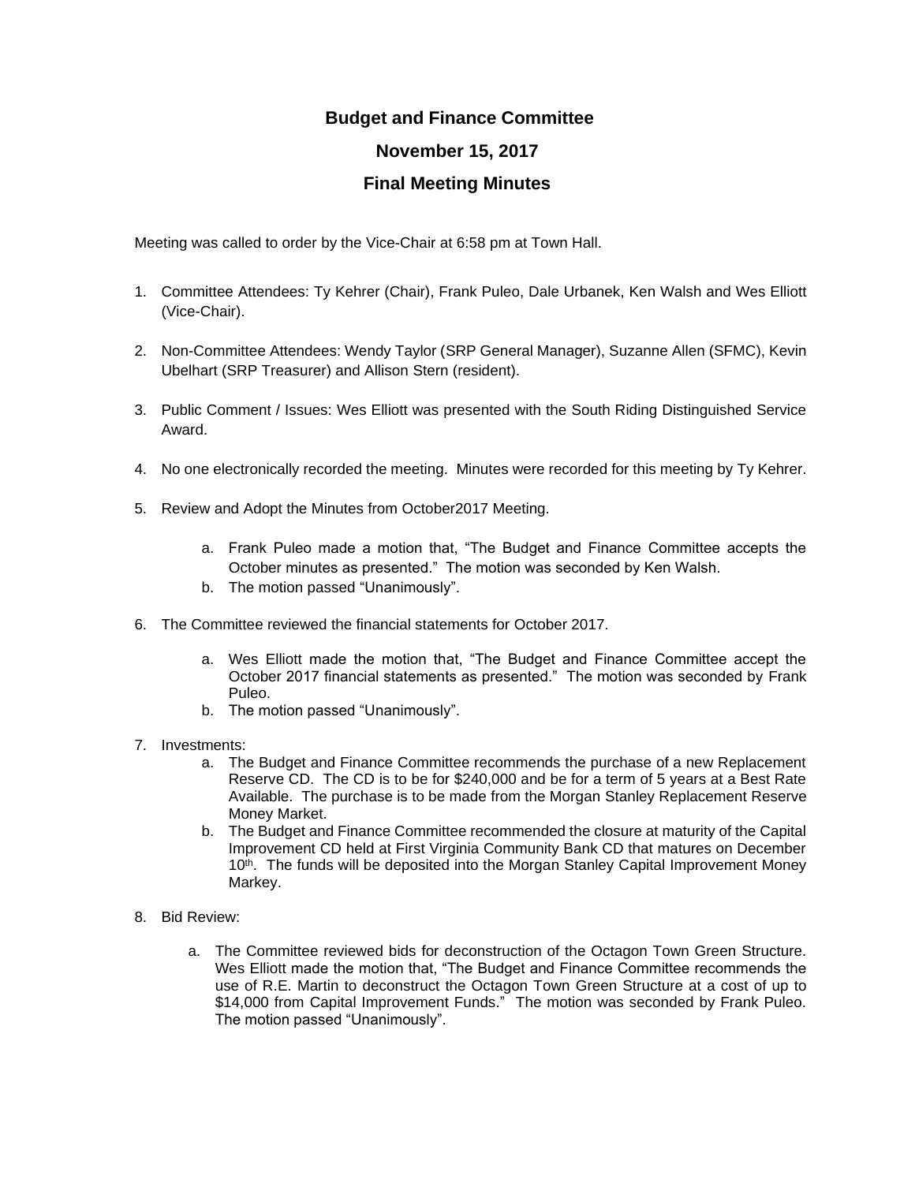# Budget and Finance Committee

## November 15, 2017

## Final Meeting Minutes

Meeting was called to order by the Vice-Chair at 6:58 pm at Town Hall.

1. Committee Attendees: Ty Kehrer (Chair), Frank Puleo, Dale Urbanek, Ken Walsh and Wes Elliott (Vice-Chair).

2. Non-Committee Attendees: Wendy Taylor (SRP General Manager), Suzanne Allen (SFMC), Kevin Ubelhart (SRP Treasurer) and Allison Stern (resident).

3. Public Comment / Issues: Wes Elliott was presented with the South Riding Distinguished Service Award.

4. No one electronically recorded the meeting. Minutes were recorded for this meeting by Ty Kehrer.

5. Review and Adopt the Minutes from October2017 Meeting.

    a. Frank Puleo made a motion that, "The Budget and Finance Committee accepts the October minutes as presented." The motion was seconded by Ken Walsh.
    b. The motion passed "Unanimously".

6. The Committee reviewed the financial statements for October 2017.

    a. Wes Elliott made the motion that, "The Budget and Finance Committee accept the October 2017 financial statements as presented." The motion was seconded by Frank Puleo.
    b. The motion passed "Unanimously".

7. Investments:
    a. The Budget and Finance Committee recommends the purchase of a new Replacement Reserve CD. The CD is to be for $240,000 and be for a term of 5 years at a Best Rate Available. The purchase is to be made from the Morgan Stanley Replacement Reserve Money Market.
    b. The Budget and Finance Committee recommended the closure at maturity of the Capital Improvement CD held at First Virginia Community Bank CD that matures on December 10th. The funds will be deposited into the Morgan Stanley Capital Improvement Money Markey.

8. Bid Review:

    a. The Committee reviewed bids for deconstruction of the Octagon Town Green Structure. Wes Elliott made the motion that, "The Budget and Finance Committee recommends the use of R.E. Martin to deconstruct the Octagon Town Green Structure at a cost of up to $14,000 from Capital Improvement Funds." The motion was seconded by Frank Puleo. The motion passed "Unanimously".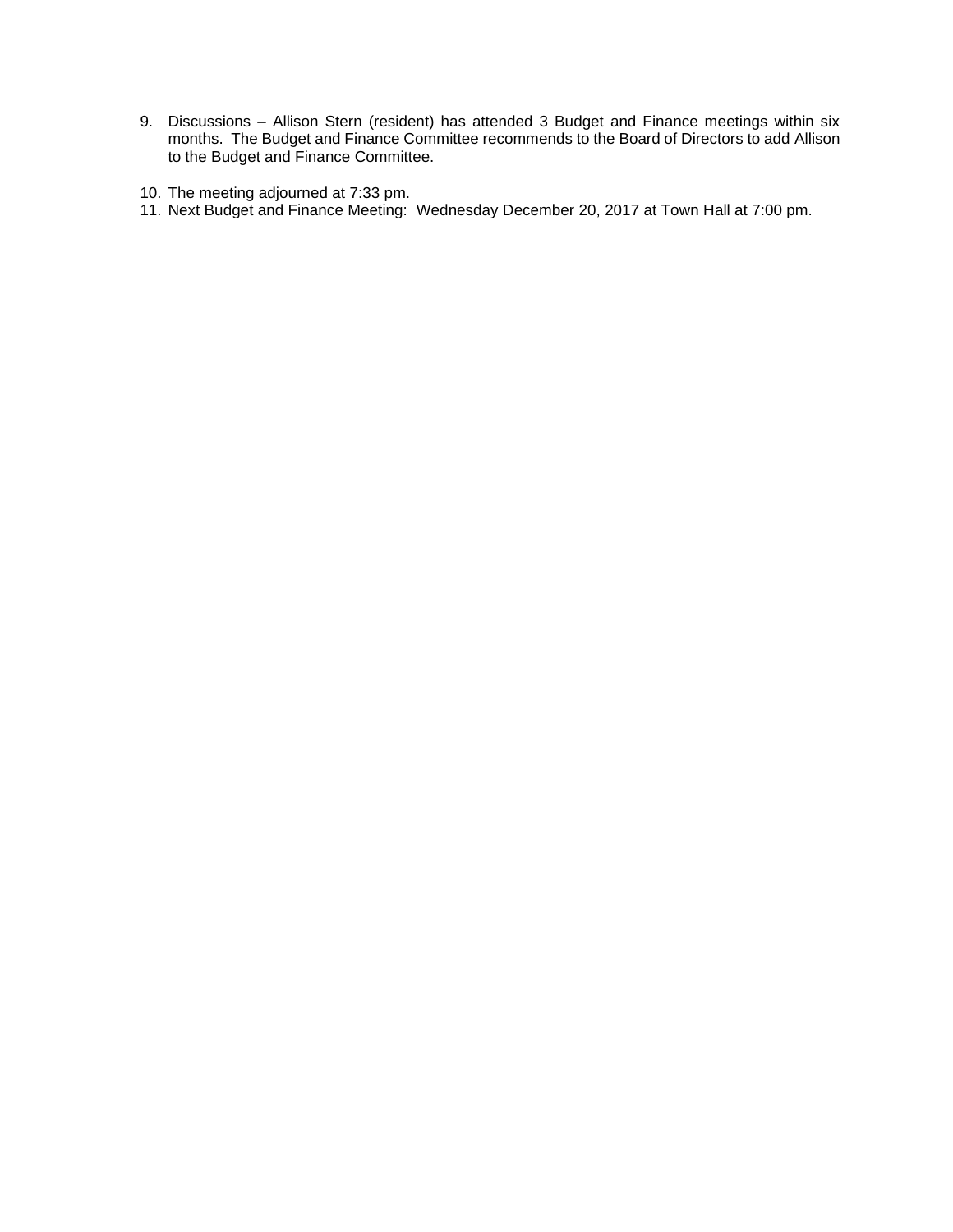9. Discussions – Allison Stern (resident) has attended 3 Budget and Finance meetings within six months. The Budget and Finance Committee recommends to the Board of Directors to add Allison to the Budget and Finance Committee.

10. The meeting adjourned at 7:33 pm.
11. Next Budget and Finance Meeting: Wednesday December 20, 2017 at Town Hall at 7:00 pm.